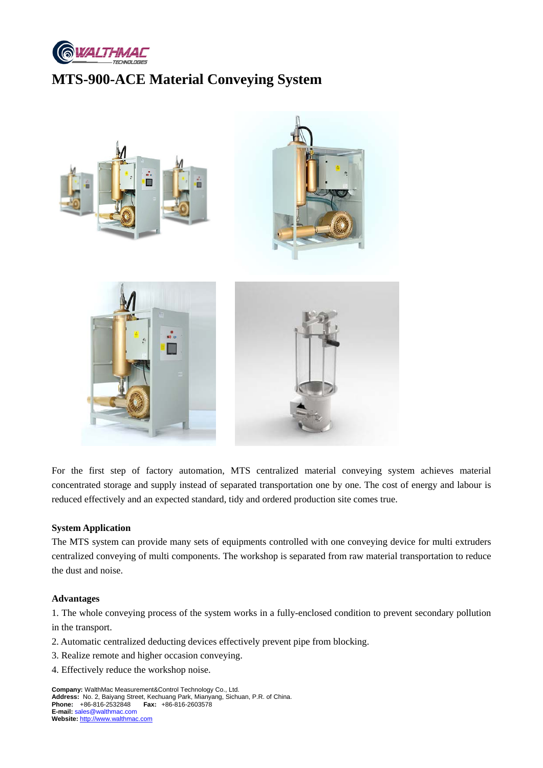# MTS-900-ACE Material Conveying System

For the first step of factory automation, MTS centralized material conveying system achieves material concentrated storage and supply instead of separated transportation one by one. The cost of energy and labour is reduced effectively and an expected standard, tidy and ordered production site comes true.

**System Application**

The MTS system can provide many sets of equipments controlled with one conveying device for multi extruders centralized conveying of multi components. The workshop is separated from raw material transportation to reduce the dust and noise.

**Advantages**

1. The whole conveying process of the system works in a fully-enclosed condition to prevent secondary pollution in the transport.
2. Automatic centralized deducting devices effectively prevent pipe from blocking.
3. Realize remote and higher occasion conveying.
4. Effectively reduce the workshop noise.

**Company:** WalthMac Measurement&Control Technology Co., Ltd.
**Address:** No. 2, Baiyang Street, Kechuang Park, Mianyang, Sichuan, P.R. of China.
**Phone:** +86-816-2532848 **Fax:** +86-816-2603578
**E-mail:** sales@walthmac.com
**Website:** http://www.walthmac.com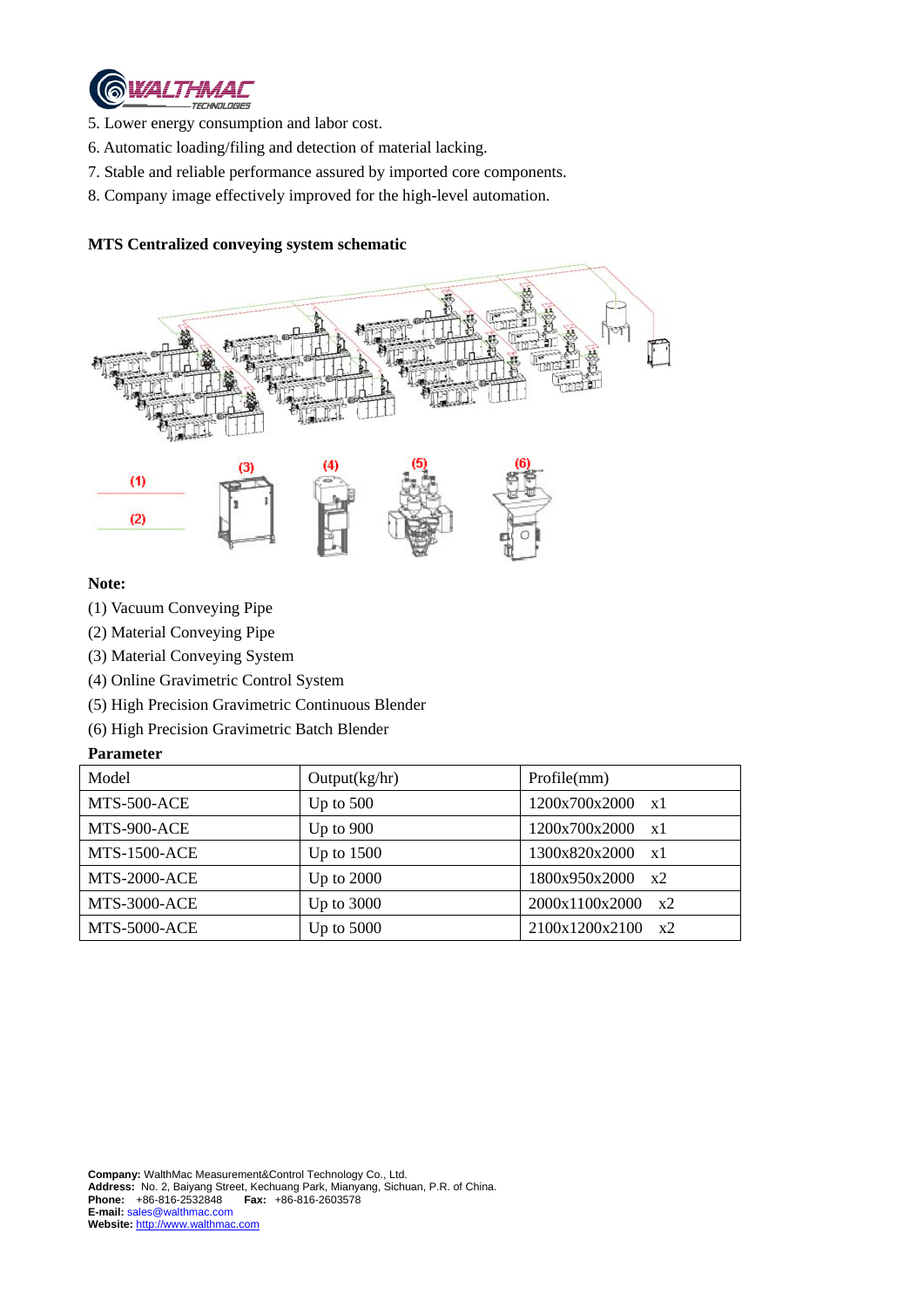5. Lower energy consumption and labor cost.
6. Automatic loading/filing and detection of material lacking.
7. Stable and reliable performance assured by imported core components.
8. Company image effectively improved for the high-level automation.

**MTS Centralized conveying system schematic**

(1)
(2)
(3)
(4)
(5)
(6)

**Note:**

(1) Vacuum Conveying Pipe
(2) Material Conveying Pipe
(3) Material Conveying System
(4) Online Gravimetric Control System
(5) High Precision Gravimetric Continuous Blender
(6) High Precision Gravimetric Batch Blender

**Parameter**

| Model | Output(kg/hr) | Profile(mm) |
|---|---|---|
| MTS-500-ACE | Up to 500 | 1200x700x2000 x1 |
| MTS-900-ACE | Up to 900 | 1200x700x2000 x1 |
| MTS-1500-ACE | Up to 1500 | 1300x820x2000 x1 |
| MTS-2000-ACE | Up to 2000 | 1800x950x2000 x2 |
| MTS-3000-ACE | Up to 3000 | 2000x1100x2000 x2 |
| MTS-5000-ACE | Up to 5000 | 2100x1200x2100 x2 |

**Company:** WalthMac Measurement&Control Technology Co., Ltd.
**Address:** No. 2, Baiyang Street, Kechuang Park, Mianyang, Sichuan, P.R. of China.
**Phone:** +86-816-2532848 **Fax:** +86-816-2603578
**E-mail:** sales@walthmac.com
**Website:** http://www.walthmac.com